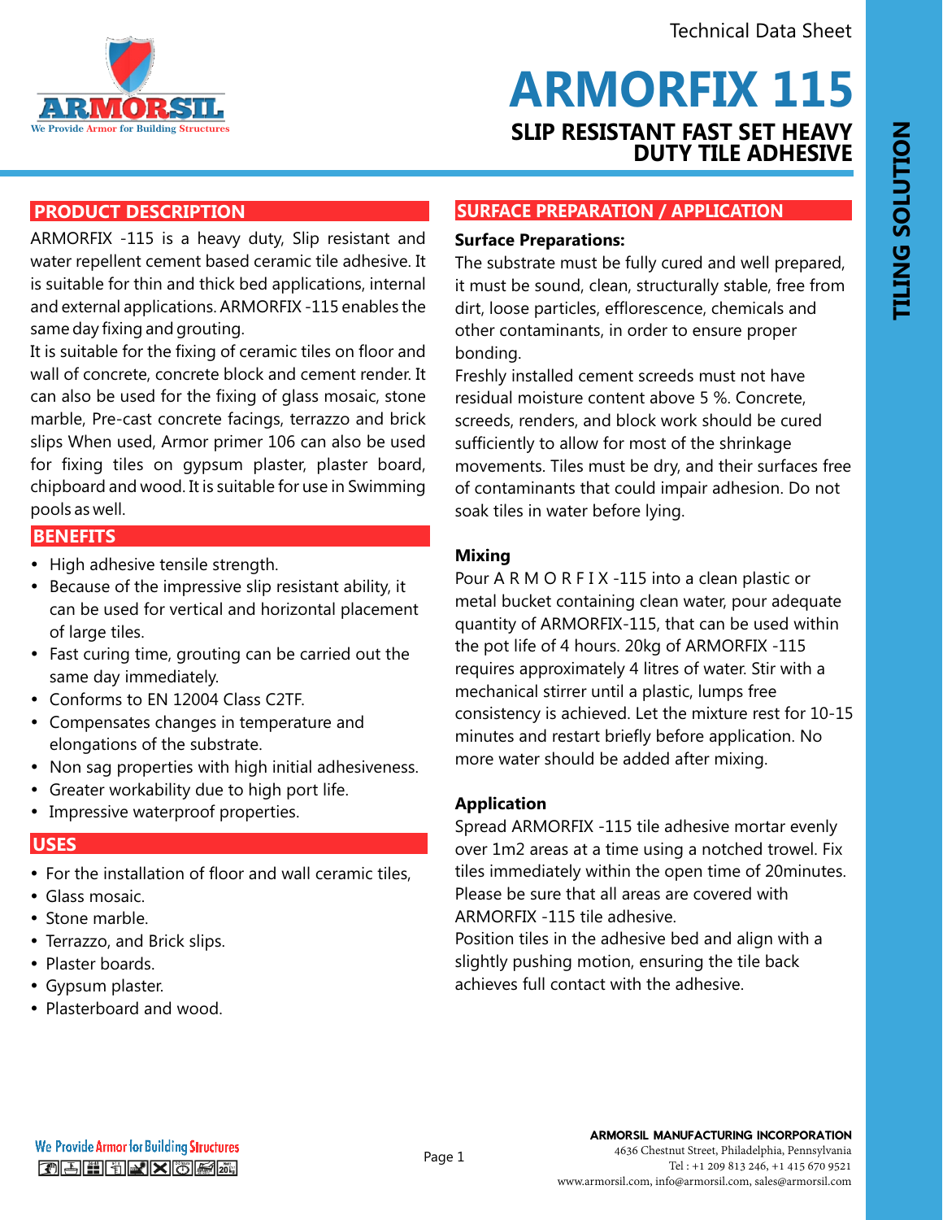Technical Data Sheet

# ARMORFIX 115

## SLIP RESISTANT FAST SET HEAVY DUTY TILE ADHESIVE

TILING SOLUTION

## PRODUCT DESCRIPTION

ARMORFIX -115 is a heavy duty, Slip resistant and water repellent cement based ceramic tile adhesive. It is suitable for thin and thick bed applications, internal and external applications. ARMORFIX -115 enables the same day fixing and grouting.

It is suitable for the fixing of ceramic tiles on floor and wall of concrete, concrete block and cement render. It can also be used for the fixing of glass mosaic, stone marble, Pre-cast concrete facings, terrazzo and brick slips When used, Armor primer 106 can also be used for fixing tiles on gypsum plaster, plaster board, chipboard and wood. It is suitable for use in Swimming pools as well.

## BENEFITS

- High adhesive tensile strength.
- Because of the impressive slip resistant ability, it can be used for vertical and horizontal placement of large tiles.
- Fast curing time, grouting can be carried out the same day immediately.
- Conforms to EN 12004 Class C2TF.
- Compensates changes in temperature and elongations of the substrate.
- Non sag properties with high initial adhesiveness.
- Greater workability due to high port life.
- Impressive waterproof properties.

## USES

- For the installation of floor and wall ceramic tiles,
- Glass mosaic.
- Stone marble.
- Terrazzo, and Brick slips.
- Plaster boards.
- Gypsum plaster.
- Plasterboard and wood.

## SURFACE PREPARATION / APPLICATION

### Surface Preparations:

The substrate must be fully cured and well prepared, it must be sound, clean, structurally stable, free from dirt, loose particles, efflorescence, chemicals and other contaminants, in order to ensure proper bonding.

Freshly installed cement screeds must not have residual moisture content above 5 %. Concrete, screeds, renders, and block work should be cured sufficiently to allow for most of the shrinkage movements. Tiles must be dry, and their surfaces free of contaminants that could impair adhesion. Do not soak tiles in water before lying.

### Mixing

Pour A R M O R F I X -115 into a clean plastic or metal bucket containing clean water, pour adequate quantity of ARMORFIX-115, that can be used within the pot life of 4 hours. 20kg of ARMORFIX -115 requires approximately 4 litres of water. Stir with a mechanical stirrer until a plastic, lumps free consistency is achieved. Let the mixture rest for 10-15 minutes and restart briefly before application. No more water should be added after mixing.

### Application

Spread ARMORFIX -115 tile adhesive mortar evenly over 1m2 areas at a time using a notched trowel. Fix tiles immediately within the open time of 20minutes. Please be sure that all areas are covered with ARMORFIX -115 tile adhesive.

Position tiles in the adhesive bed and align with a slightly pushing motion, ensuring the tile back achieves full contact with the adhesive.

We Provide Armor for Building Structures

**ARMORSIL MANUFACTURING INCORPORATION**
4636 Chestnut Street, Philadelphia, Pennsylvania
Tel : +1 209 813 246, +1 415 670 9521
www.armorsil.com, info@armorsil.com, sales@armorsil.com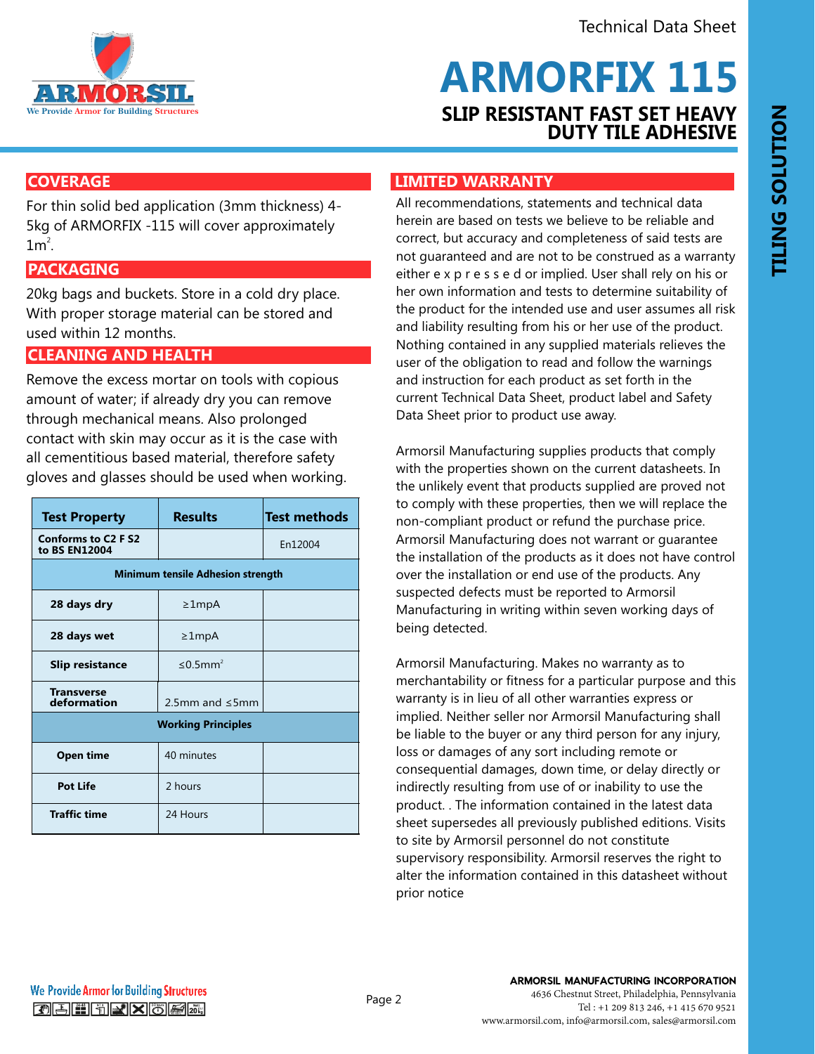# ARMORFIX 115

## SLIP RESISTANT FAST SET HEAVY DUTY TILE ADHESIVE

## COVERAGE

For thin solid bed application (3mm thickness) 4-5kg of ARMORFIX -115 will cover approximately $1m^2$.

## PACKAGING

20kg bags and buckets. Store in a cold dry place. With proper storage material can be stored and used within 12 months.

## CLEANING AND HEALTH

Remove the excess mortar on tools with copious amount of water; if already dry you can remove through mechanical means. Also prolonged contact with skin may occur as it is the case with all cementitious based material, therefore safety gloves and glasses should be used when working.

| Test Property | Results | Test methods |
|---|---|---|
| Conforms to C2 F S2 to BS EN12004 | | En12004 |
| **Minimum tensile Adhesion strength** | | |
| 28 days dry | ≥1mpA | |
| 28 days wet | ≥1mpA | |
| Slip resistance | ≤$0.5mm^2$ | |
| Transverse deformation | 2.5mm and ≤5mm | |
| **Working Principles** | | |
| Open time | 40 minutes | |
| Pot Life | 2 hours | |
| Traffic time | 24 Hours | |

## LIMITED WARRANTY

All recommendations, statements and technical data herein are based on tests we believe to be reliable and correct, but accuracy and completeness of said tests are not guaranteed and are not to be construed as a warranty either e x p r e s s e d or implied. User shall rely on his or her own information and tests to determine suitability of the product for the intended use and user assumes all risk and liability resulting from his or her use of the product. Nothing contained in any supplied materials relieves the user of the obligation to read and follow the warnings and instruction for each product as set forth in the current Technical Data Sheet, product label and Safety Data Sheet prior to product use away.

Armorsil Manufacturing supplies products that comply with the properties shown on the current datasheets. In the unlikely event that products supplied are proved not to comply with these properties, then we will replace the non-compliant product or refund the purchase price. Armorsil Manufacturing does not warrant or guarantee the installation of the products as it does not have control over the installation or end use of the products. Any suspected defects must be reported to Armorsil Manufacturing in writing within seven working days of being detected.

Armorsil Manufacturing. Makes no warranty as to merchantability or fitness for a particular purpose and this warranty is in lieu of all other warranties express or implied. Neither seller nor Armorsil Manufacturing shall be liable to the buyer or any third person for any injury, loss or damages of any sort including remote or consequential damages, down time, or delay directly or indirectly resulting from use of or inability to use the product. . The information contained in the latest data sheet supersedes all previously published editions. Visits to site by Armorsil personnel do not constitute supervisory responsibility. Armorsil reserves the right to alter the information contained in this datasheet without prior notice

**ARMORSIL MANUFACTURING INCORPORATION**
4636 Chestnut Street, Philadelphia, Pennsylvania
Tel : +1 209 813 246, +1 415 670 9521
www.armorsil.com, info@armorsil.com, sales@armorsil.com